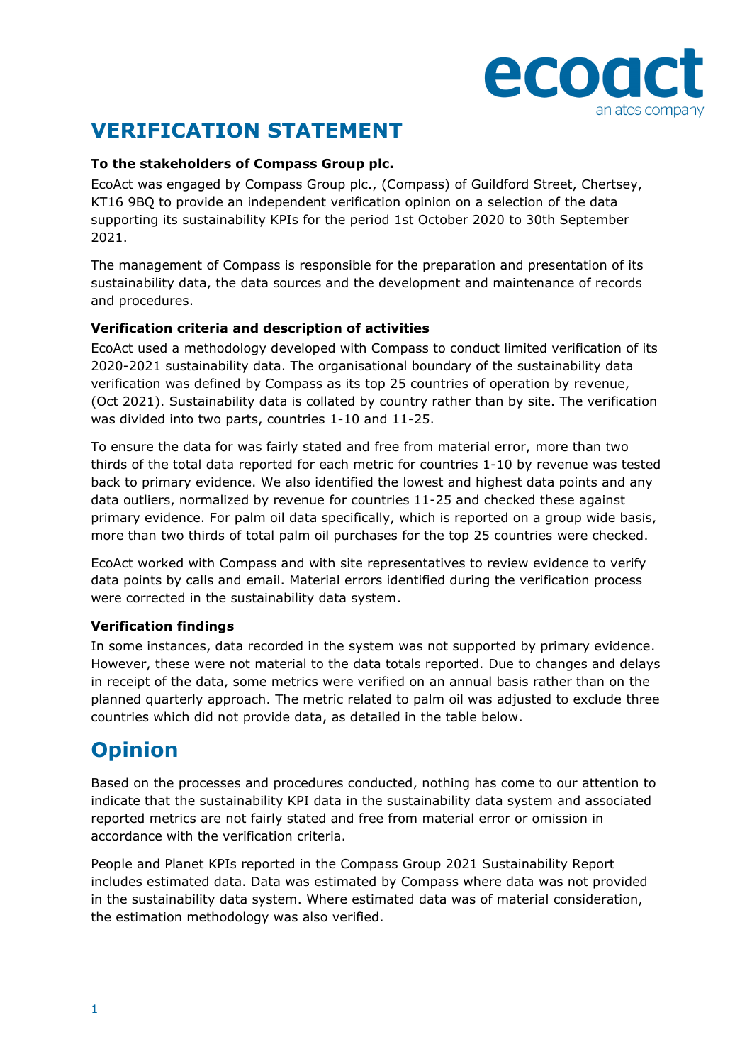# VERIFICATION STATEMENT

**To the stakeholders of Compass Group plc.**

EcoAct was engaged by Compass Group plc., (Compass) of Guildford Street, Chertsey, KT16 9BQ to provide an independent verification opinion on a selection of the data supporting its sustainability KPIs for the period 1st October 2020 to 30th September 2021.

The management of Compass is responsible for the preparation and presentation of its sustainability data, the data sources and the development and maintenance of records and procedures.

**Verification criteria and description of activities**

EcoAct used a methodology developed with Compass to conduct limited verification of its 2020-2021 sustainability data. The organisational boundary of the sustainability data verification was defined by Compass as its top 25 countries of operation by revenue, (Oct 2021). Sustainability data is collated by country rather than by site. The verification was divided into two parts, countries 1-10 and 11-25.

To ensure the data for was fairly stated and free from material error, more than two thirds of the total data reported for each metric for countries 1-10 by revenue was tested back to primary evidence. We also identified the lowest and highest data points and any data outliers, normalized by revenue for countries 11-25 and checked these against primary evidence. For palm oil data specifically, which is reported on a group wide basis, more than two thirds of total palm oil purchases for the top 25 countries were checked.

EcoAct worked with Compass and with site representatives to review evidence to verify data points by calls and email. Material errors identified during the verification process were corrected in the sustainability data system.

**Verification findings**

In some instances, data recorded in the system was not supported by primary evidence. However, these were not material to the data totals reported. Due to changes and delays in receipt of the data, some metrics were verified on an annual basis rather than on the planned quarterly approach. The metric related to palm oil was adjusted to exclude three countries which did not provide data, as detailed in the table below.

## Opinion

Based on the processes and procedures conducted, nothing has come to our attention to indicate that the sustainability KPI data in the sustainability data system and associated reported metrics are not fairly stated and free from material error or omission in accordance with the verification criteria.

People and Planet KPIs reported in the Compass Group 2021 Sustainability Report includes estimated data. Data was estimated by Compass where data was not provided in the sustainability data system. Where estimated data was of material consideration, the estimation methodology was also verified.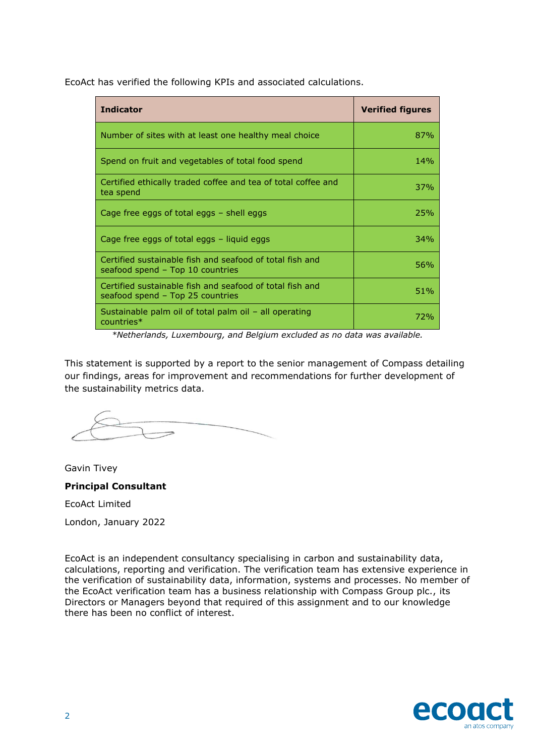EcoAct has verified the following KPIs and associated calculations.

| Indicator | Verified figures |
|---|---|
| Number of sites with at least one healthy meal choice | 87% |
| Spend on fruit and vegetables of total food spend | 14% |
| Certified ethically traded coffee and tea of total coffee and tea spend | 37% |
| Cage free eggs of total eggs – shell eggs | 25% |
| Cage free eggs of total eggs – liquid eggs | 34% |
| Certified sustainable fish and seafood of total fish and seafood spend – Top 10 countries | 56% |
| Certified sustainable fish and seafood of total fish and seafood spend – Top 25 countries | 51% |
| Sustainable palm oil of total palm oil – all operating countries* | 72% |

*\*Netherlands, Luxembourg, and Belgium excluded as no data was available.*

This statement is supported by a report to the senior management of Compass detailing our findings, areas for improvement and recommendations for further development of the sustainability metrics data.

Gavin Tivey

**Principal Consultant**

EcoAct Limited

London, January 2022

EcoAct is an independent consultancy specialising in carbon and sustainability data, calculations, reporting and verification. The verification team has extensive experience in the verification of sustainability data, information, systems and processes. No member of the EcoAct verification team has a business relationship with Compass Group plc., its Directors or Managers beyond that required of this assignment and to our knowledge there has been no conflict of interest.